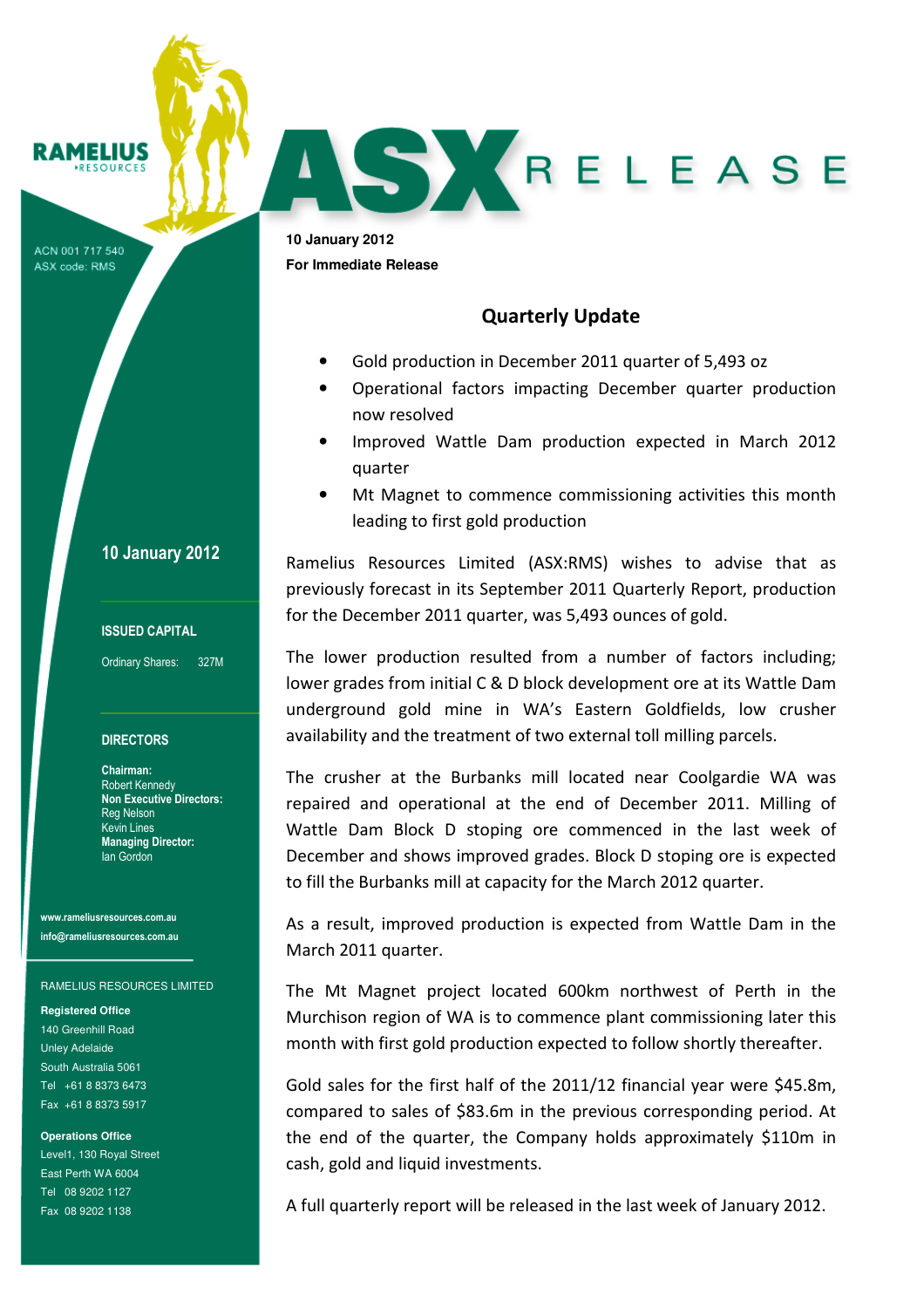RAMELIUS RESOURCES

ACN 001 717 540
ASX code: RMS

# ASX RELEASE

**10 January 2012**
**For Immediate Release**

## Quarterly Update

- Gold production in December 2011 quarter of 5,493 oz
- Operational factors impacting December quarter production now resolved
- Improved Wattle Dam production expected in March 2012 quarter
- Mt Magnet to commence commissioning activities this month leading to first gold production

Ramelius Resources Limited (ASX:RMS) wishes to advise that as previously forecast in its September 2011 Quarterly Report, production for the December 2011 quarter, was 5,493 ounces of gold.

The lower production resulted from a number of factors including; lower grades from initial C & D block development ore at its Wattle Dam underground gold mine in WA's Eastern Goldfields, low crusher availability and the treatment of two external toll milling parcels.

The crusher at the Burbanks mill located near Coolgardie WA was repaired and operational at the end of December 2011. Milling of Wattle Dam Block D stoping ore commenced in the last week of December and shows improved grades. Block D stoping ore is expected to fill the Burbanks mill at capacity for the March 2012 quarter.

As a result, improved production is expected from Wattle Dam in the March 2011 quarter.

The Mt Magnet project located 600km northwest of Perth in the Murchison region of WA is to commence plant commissioning later this month with first gold production expected to follow shortly thereafter.

Gold sales for the first half of the 2011/12 financial year were $45.8m, compared to sales of $83.6m in the previous corresponding period. At the end of the quarter, the Company holds approximately $110m in cash, gold and liquid investments.

A full quarterly report will be released in the last week of January 2012.

**10 January 2012**

**ISSUED CAPITAL**

Ordinary Shares: 327M

**DIRECTORS**

**Chairman:**
Robert Kennedy
**Non Executive Directors:**
Reg Nelson
Kevin Lines
**Managing Director:**
Ian Gordon

www.rameliusresources.com.au
info@rameliusresources.com.au

RAMELIUS RESOURCES LIMITED

**Registered Office**
140 Greenhill Road
Unley Adelaide
South Australia 5061
Tel +61 8 8373 6473
Fax +61 8 8373 5917

**Operations Office**
Level1, 130 Royal Street
East Perth WA 6004
Tel 08 9202 1127
Fax 08 9202 1138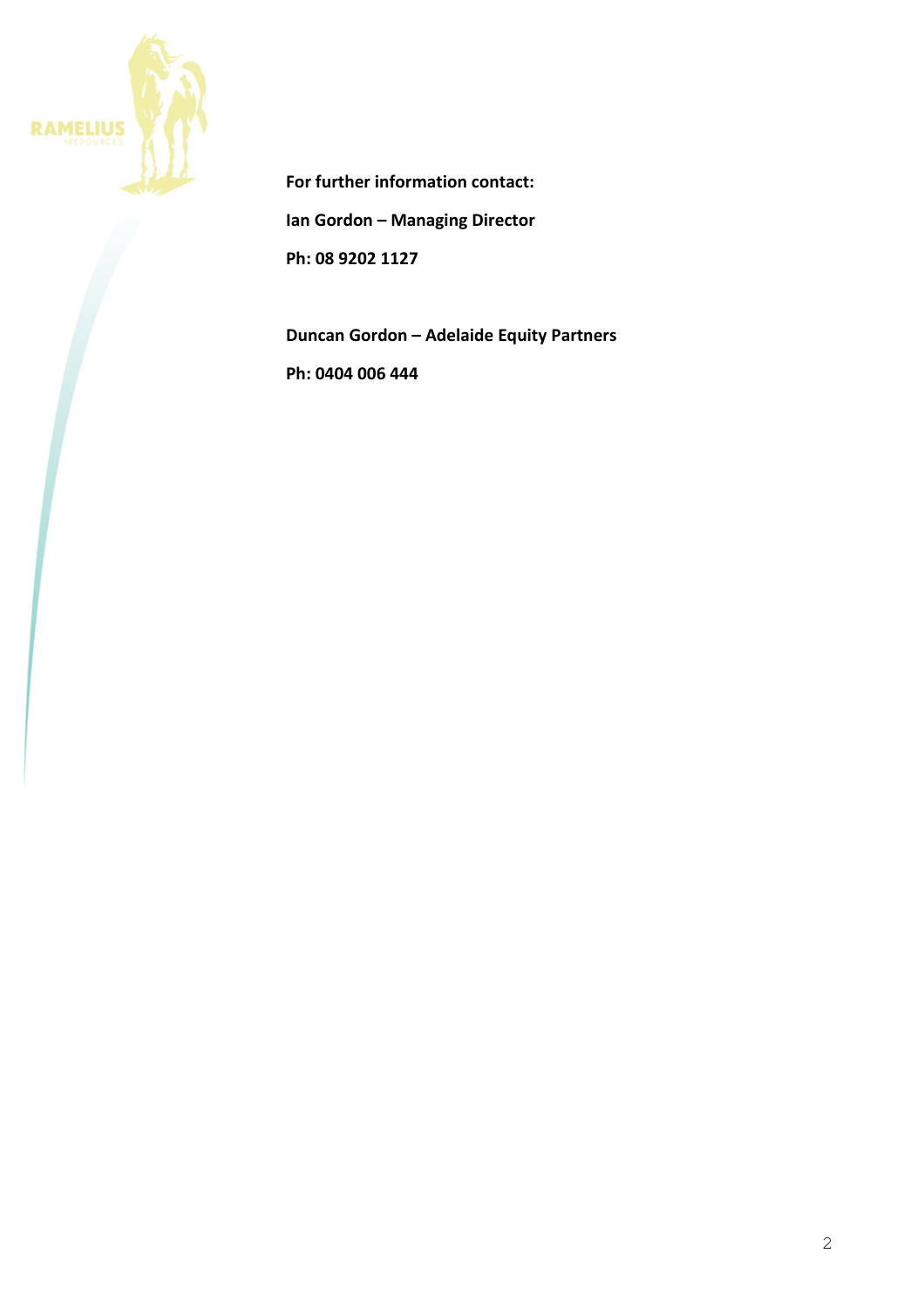**For further information contact:**

**Ian Gordon – Managing Director**

**Ph: 08 9202 1127**

**Duncan Gordon – Adelaide Equity Partners**

**Ph: 0404 006 444**